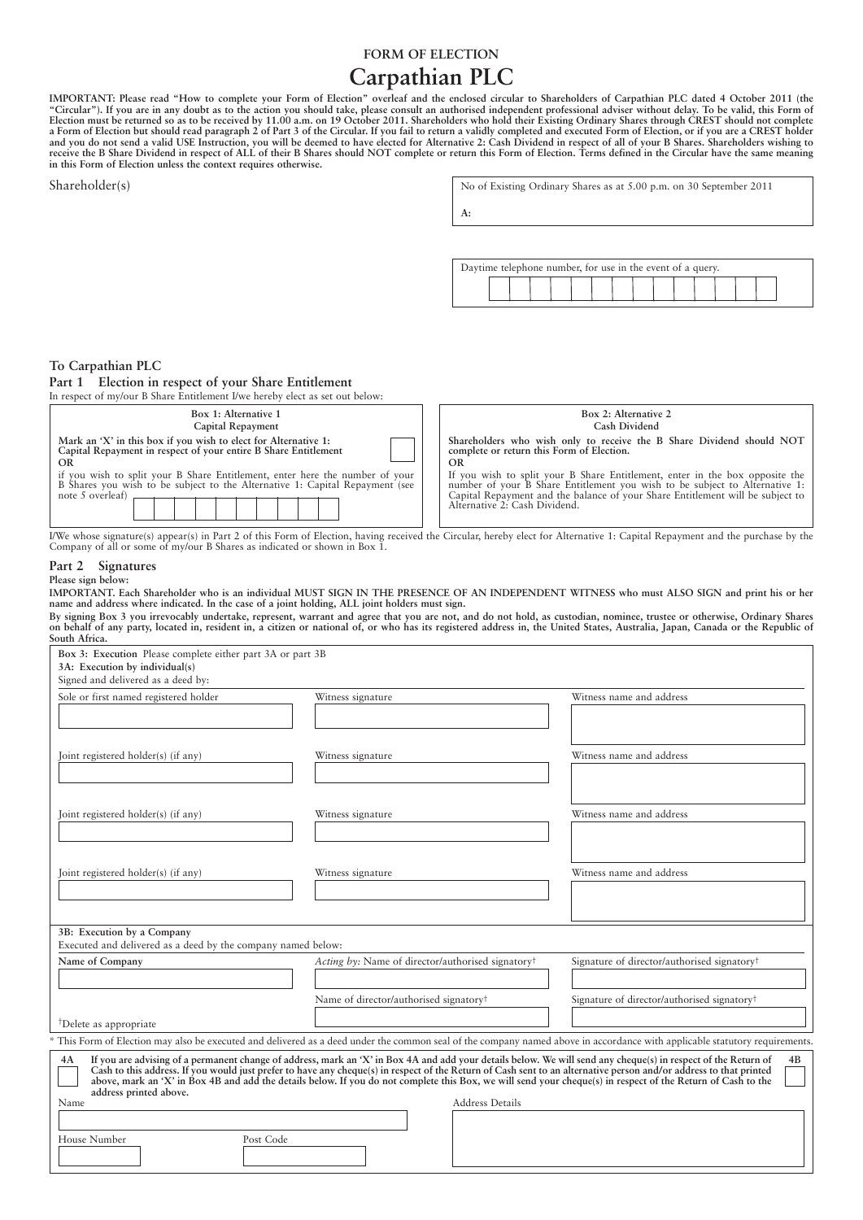# FORM OF ELECTION

# Carpathian PLC

**IMPORTANT: Please read "How to complete your Form of Election" overleaf and the enclosed circular to Shareholders of Carpathian PLC dated 4 October 2011 (the "Circular"). If you are in any doubt as to the action you should take, please consult an authorised independent professional adviser without delay. To be valid, this Form of Election must be returned so as to be received by 11.00 a.m. on 19 October 2011. Shareholders who hold their Existing Ordinary Shares through CREST should not complete a Form of Election but should read paragraph 2 of Part 3 of the Circular. If you fail to return a validly completed and executed Form of Election, or if you are a CREST holder and you do not send a valid USE Instruction, you will be deemed to have elected for Alternative 2: Cash Dividend in respect of all of your B Shares. Shareholders wishing to receive the B Share Dividend in respect of ALL of their B Shares should NOT complete or return this Form of Election. Terms defined in the Circular have the same meaning in this Form of Election unless the context requires otherwise.**

Shareholder(s)

No of Existing Ordinary Shares as at 5.00 p.m. on 30 September 2011

**A:**

Daytime telephone number, for use in the event of a query.

## To Carpathian PLC

### Part 1 Election in respect of your Share Entitlement

In respect of my/our B Share Entitlement I/we hereby elect as set out below:

**Box 1: Alternative 1**
**Capital Repayment**

**Mark an 'X' in this box if you wish to elect for Alternative 1: Capital Repayment in respect of your entire B Share Entitlement**
**OR**
if you wish to split your B Share Entitlement, enter here the number of your B Shares you wish to be subject to the Alternative 1: Capital Repayment (see note 5 overleaf)

**Box 2: Alternative 2**
**Cash Dividend**

**Shareholders who wish only to receive the B Share Dividend should NOT complete or return this Form of Election.**
**OR**
If you wish to split your B Share Entitlement, enter in the box opposite the number of your B Share Entitlement you wish to be subject to Alternative 1: Capital Repayment and the balance of your Share Entitlement will be subject to Alternative 2: Cash Dividend.

I/We whose signature(s) appear(s) in Part 2 of this Form of Election, having received the Circular, hereby elect for Alternative 1: Capital Repayment and the purchase by the Company of all or some of my/our B Shares as indicated or shown in Box 1.

### Part 2 Signatures

**Please sign below:**

**IMPORTANT. Each Shareholder who is an individual MUST SIGN IN THE PRESENCE OF AN INDEPENDENT WITNESS who must ALSO SIGN and print his or her name and address where indicated. In the case of a joint holding, ALL joint holders must sign.**

**By signing Box 3 you irrevocably undertake, represent, warrant and agree that you are not, and do not hold, as custodian, nominee, trustee or otherwise, Ordinary Shares on behalf of any party, located in, resident in, a citizen or national of, or who has its registered address in, the United States, Australia, Japan, Canada or the Republic of South Africa.**

**Box 3: Execution** Please complete either part 3A or part 3B

**3A: Execution by individual(s)**
Signed and delivered as a deed by:

| Sole or first named registered holder | Witness signature | Witness name and address |
|---|---|---|
| Joint registered holder(s) (if any) | Witness signature | Witness name and address |
| Joint registered holder(s) (if any) | Witness signature | Witness name and address |
| Joint registered holder(s) (if any) | Witness signature | Witness name and address |

**3B: Execution by a Company**
Executed and delivered as a deed by the company named below:

| **Name of Company** | *Acting by:* Name of director/authorised signatory† | Signature of director/authorised signatory† |
|---|---|---|
| | Name of director/authorised signatory† | Signature of director/authorised signatory† |

†Delete as appropriate

\* This Form of Election may also be executed and delivered as a deed under the common seal of the company named above in accordance with applicable statutory requirements.

**4A** **If you are advising of a permanent change of address, mark an 'X' in Box 4A and add your details below. We will send any cheque(s) in respect of the Return of Cash to this address. If you would just prefer to have any cheque(s) in respect of the Return of Cash sent to an alternative person and/or address to that printed above, mark an 'X' in Box 4B and add the details below. If you do not complete this Box, we will send your cheque(s) in respect of the Return of Cash to the address printed above.** **4B**

Name

House Number

Post Code

Address Details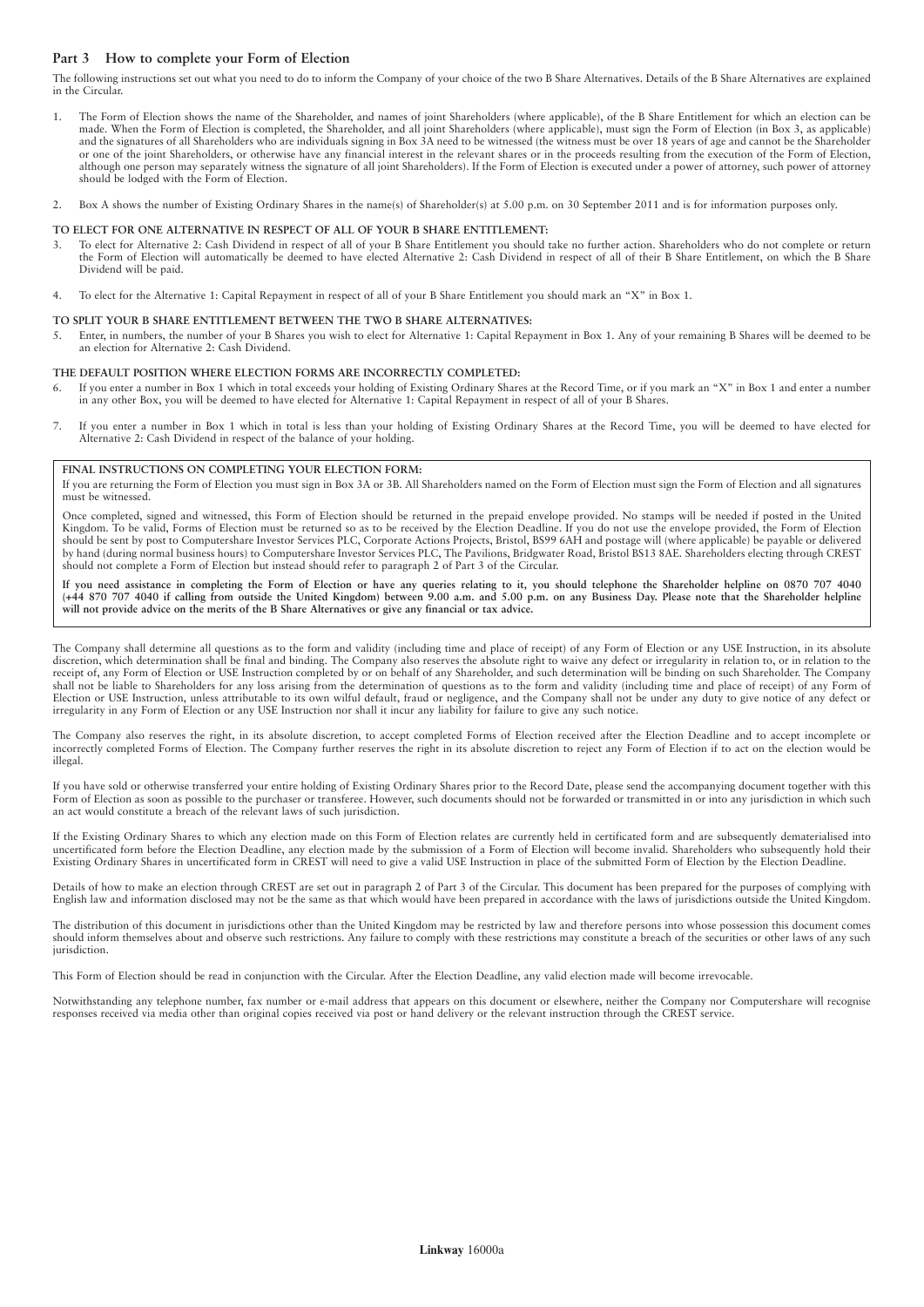## Part 3 How to complete your Form of Election

The following instructions set out what you need to do to inform the Company of your choice of the two B Share Alternatives. Details of the B Share Alternatives are explained in the Circular.

1. The Form of Election shows the name of the Shareholder, and names of joint Shareholders (where applicable), of the B Share Entitlement for which an election can be made. When the Form of Election is completed, the Shareholder, and all joint Shareholders (where applicable), must sign the Form of Election (in Box 3, as applicable) and the signatures of all Shareholders who are individuals signing in Box 3A need to be witnessed (the witness must be over 18 years of age and cannot be the Shareholder or one of the joint Shareholders, or otherwise have any financial interest in the relevant shares or in the proceeds resulting from the execution of the Form of Election, although one person may separately witness the signature of all joint Shareholders). If the Form of Election is executed under a power of attorney, such power of attorney should be lodged with the Form of Election.

2. Box A shows the number of Existing Ordinary Shares in the name(s) of Shareholder(s) at 5.00 p.m. on 30 September 2011 and is for information purposes only.

**TO ELECT FOR ONE ALTERNATIVE IN RESPECT OF ALL OF YOUR B SHARE ENTITLEMENT:**

3. To elect for Alternative 2: Cash Dividend in respect of all of your B Share Entitlement you should take no further action. Shareholders who do not complete or return the Form of Election will automatically be deemed to have elected Alternative 2: Cash Dividend in respect of all of their B Share Entitlement, on which the B Share Dividend will be paid.

4. To elect for the Alternative 1: Capital Repayment in respect of all of your B Share Entitlement you should mark an "X" in Box 1.

**TO SPLIT YOUR B SHARE ENTITLEMENT BETWEEN THE TWO B SHARE ALTERNATIVES:**

5. Enter, in numbers, the number of your B Shares you wish to elect for Alternative 1: Capital Repayment in Box 1. Any of your remaining B Shares will be deemed to be an election for Alternative 2: Cash Dividend.

**THE DEFAULT POSITION WHERE ELECTION FORMS ARE INCORRECTLY COMPLETED:**

6. If you enter a number in Box 1 which in total exceeds your holding of Existing Ordinary Shares at the Record Time, or if you mark an "X" in Box 1 and enter a number in any other Box, you will be deemed to have elected for Alternative 1: Capital Repayment in respect of all of your B Shares.

7. If you enter a number in Box 1 which in total is less than your holding of Existing Ordinary Shares at the Record Time, you will be deemed to have elected for Alternative 2: Cash Dividend in respect of the balance of your holding.

**FINAL INSTRUCTIONS ON COMPLETING YOUR ELECTION FORM:**

If you are returning the Form of Election you must sign in Box 3A or 3B. All Shareholders named on the Form of Election must sign the Form of Election and all signatures must be witnessed.

Once completed, signed and witnessed, this Form of Election should be returned in the prepaid envelope provided. No stamps will be needed if posted in the United Kingdom. To be valid, Forms of Election must be returned so as to be received by the Election Deadline. If you do not use the envelope provided, the Form of Election should be sent by post to Computershare Investor Services PLC, Corporate Actions Projects, Bristol, BS99 6AH and postage will (where applicable) be payable or delivered by hand (during normal business hours) to Computershare Investor Services PLC, The Pavilions, Bridgwater Road, Bristol BS13 8AE. Shareholders electing through CREST should not complete a Form of Election but instead should refer to paragraph 2 of Part 3 of the Circular.

**If you need assistance in completing the Form of Election or have any queries relating to it, you should telephone the Shareholder helpline on 0870 707 4040 (+44 870 707 4040 if calling from outside the United Kingdom) between 9.00 a.m. and 5.00 p.m. on any Business Day. Please note that the Shareholder helpline will not provide advice on the merits of the B Share Alternatives or give any financial or tax advice.**

The Company shall determine all questions as to the form and validity (including time and place of receipt) of any Form of Election or any USE Instruction, in its absolute discretion, which determination shall be final and binding. The Company also reserves the absolute right to waive any defect or irregularity in relation to, or in relation to the receipt of, any Form of Election or USE Instruction completed by or on behalf of any Shareholder, and such determination will be binding on such Shareholder. The Company shall not be liable to Shareholders for any loss arising from the determination of questions as to the form and validity (including time and place of receipt) of any Form of Election or USE Instruction, unless attributable to its own wilful default, fraud or negligence, and the Company shall not be under any duty to give notice of any defect or irregularity in any Form of Election or any USE Instruction nor shall it incur any liability for failure to give any such notice.

The Company also reserves the right, in its absolute discretion, to accept completed Forms of Election received after the Election Deadline and to accept incomplete or incorrectly completed Forms of Election. The Company further reserves the right in its absolute discretion to reject any Form of Election if to act on the election would be illegal.

If you have sold or otherwise transferred your entire holding of Existing Ordinary Shares prior to the Record Date, please send the accompanying document together with this Form of Election as soon as possible to the purchaser or transferee. However, such documents should not be forwarded or transmitted in or into any jurisdiction in which such an act would constitute a breach of the relevant laws of such jurisdiction.

If the Existing Ordinary Shares to which any election made on this Form of Election relates are currently held in certificated form and are subsequently dematerialised into uncertificated form before the Election Deadline, any election made by the submission of a Form of Election will become invalid. Shareholders who subsequently hold their Existing Ordinary Shares in uncertificated form in CREST will need to give a valid USE Instruction in place of the submitted Form of Election by the Election Deadline.

Details of how to make an election through CREST are set out in paragraph 2 of Part 3 of the Circular. This document has been prepared for the purposes of complying with English law and information disclosed may not be the same as that which would have been prepared in accordance with the laws of jurisdictions outside the United Kingdom.

The distribution of this document in jurisdictions other than the United Kingdom may be restricted by law and therefore persons into whose possession this document comes should inform themselves about and observe such restrictions. Any failure to comply with these restrictions may constitute a breach of the securities or other laws of any such jurisdiction.

This Form of Election should be read in conjunction with the Circular. After the Election Deadline, any valid election made will become irrevocable.

Notwithstanding any telephone number, fax number or e-mail address that appears on this document or elsewhere, neither the Company nor Computershare will recognise responses received via media other than original copies received via post or hand delivery or the relevant instruction through the CREST service.

**Linkway** 16000a